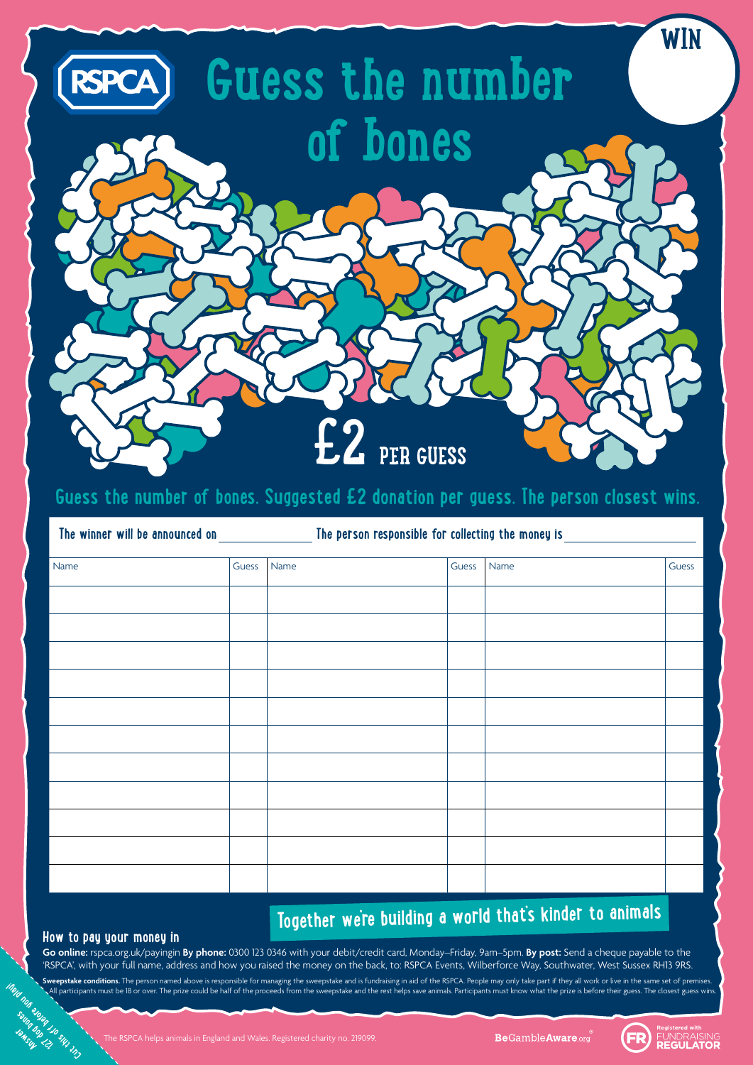RSPCA

# Guess the number of bones

WIN

£2 PER GUESS

## Guess the number of bones. Suggested £2 donation per guess. The person closest wins.

The winner will be announced on ______________ The person responsible for collecting the money is ______________

| Name | Guess | Name | Guess | Name | Guess |
|---|---|---|---|---|---|
| | | | | | |
| | | | | | |
| | | | | | |
| | | | | | |
| | | | | | |
| | | | | | |
| | | | | | |
| | | | | | |
| | | | | | |
| | | | | | |
| | | | | | |

## Together we're building a world that's kinder to animals

### How to pay your money in

**Go online:** rspca.org.uk/payingin **By phone:** 0300 123 0346 with your debit/credit card, Monday–Friday, 9am–5pm. **By post:** Send a cheque payable to the 'RSPCA', with your full name, address and how you raised the money on the back, to: RSPCA Events, Wilberforce Way, Southwater, West Sussex RH13 9RS.

**Sweepstake conditions.** The person named above is responsible for managing the sweepstake and is fundraising in aid of the RSPCA. People may only take part if they all work or live in the same set of premises. All participants must be 18 or over. The prize could be half of the proceeds from the sweepstake and the rest helps save animals. Participants must know what the prize is before their guess. The closest guess wins.

Answer 127 dog bones Cut this off before you play!

The RSPCA helps animals in England and Wales. Registered charity no. 219099.

BeGambleAware.org

Registered with FUNDRAISING REGULATOR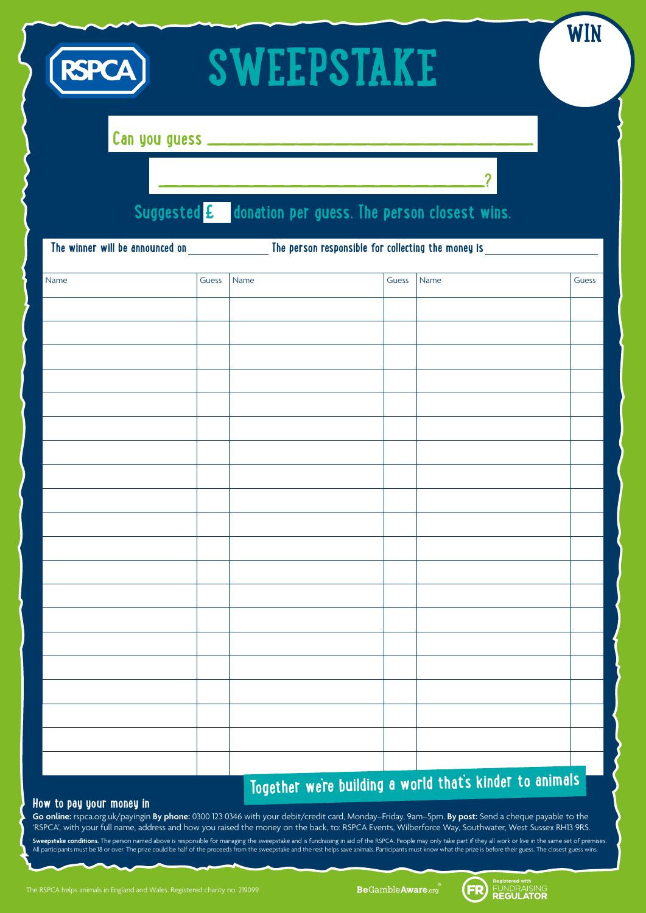RSPCA

# SWEEPSTAKE

WIN

Can you guess ______________________________

______________________________?

Suggested £ donation per guess. The person closest wins.

The winner will be announced on ____________ The person responsible for collecting the money is ____________________

| Name | Guess | Name | Guess | Name | Guess |
|---|---|---|---|---|---|
| | | | | | |
| | | | | | |
| | | | | | |
| | | | | | |
| | | | | | |
| | | | | | |
| | | | | | |
| | | | | | |
| | | | | | |
| | | | | | |
| | | | | | |
| | | | | | |
| | | | | | |
| | | | | | |
| | | | | | |
| | | | | | |
| | | | | | |
| | | | | | |
| | | | | | |
| | | | | | |

Together we're building a world that's kinder to animals

## How to pay your money in

**Go online:** rspca.org.uk/payingin **By phone:** 0300 123 0346 with your debit/credit card, Monday–Friday, 9am–5pm. **By post:** Send a cheque payable to the 'RSPCA', with your full name, address and how you raised the money on the back, to: RSPCA Events, Wilberforce Way, Southwater, West Sussex RH13 9RS.

**Sweepstake conditions.** The person named above is responsible for managing the sweepstake and is fundraising in aid of the RSPCA. People may only take part if they all work or live in the same set of premises. All participants must be 18 or over. The prize could be half of the proceeds from the sweepstake and the rest helps save animals. Participants must know what the prize is before their guess. The closest guess wins.

The RSPCA helps animals in England and Wales. Registered charity no. 219099.

BeGambleAware.org

Registered with FUNDRAISING REGULATOR